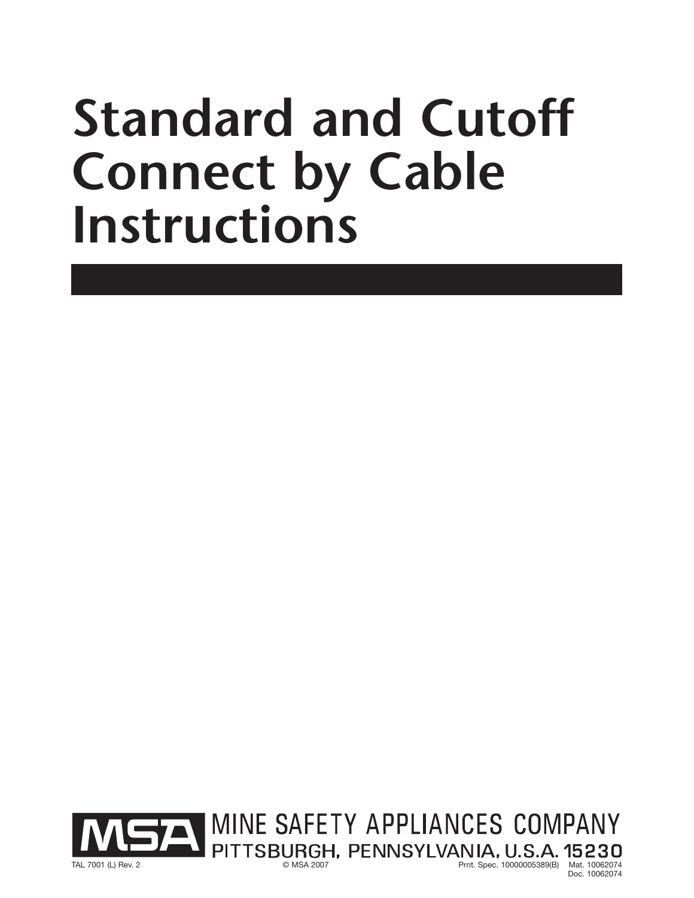# Standard and Cutoff Connect by Cable Instructions

MINE SAFETY APPLIANCES COMPANY
PITTSBURGH, PENNSYLVANIA, U.S.A. 15230

TAL 7001 (L) Rev. 2 © MSA 2007 Prnt. Spec. 10000005389(B) Mat. 10062074 Doc. 10062074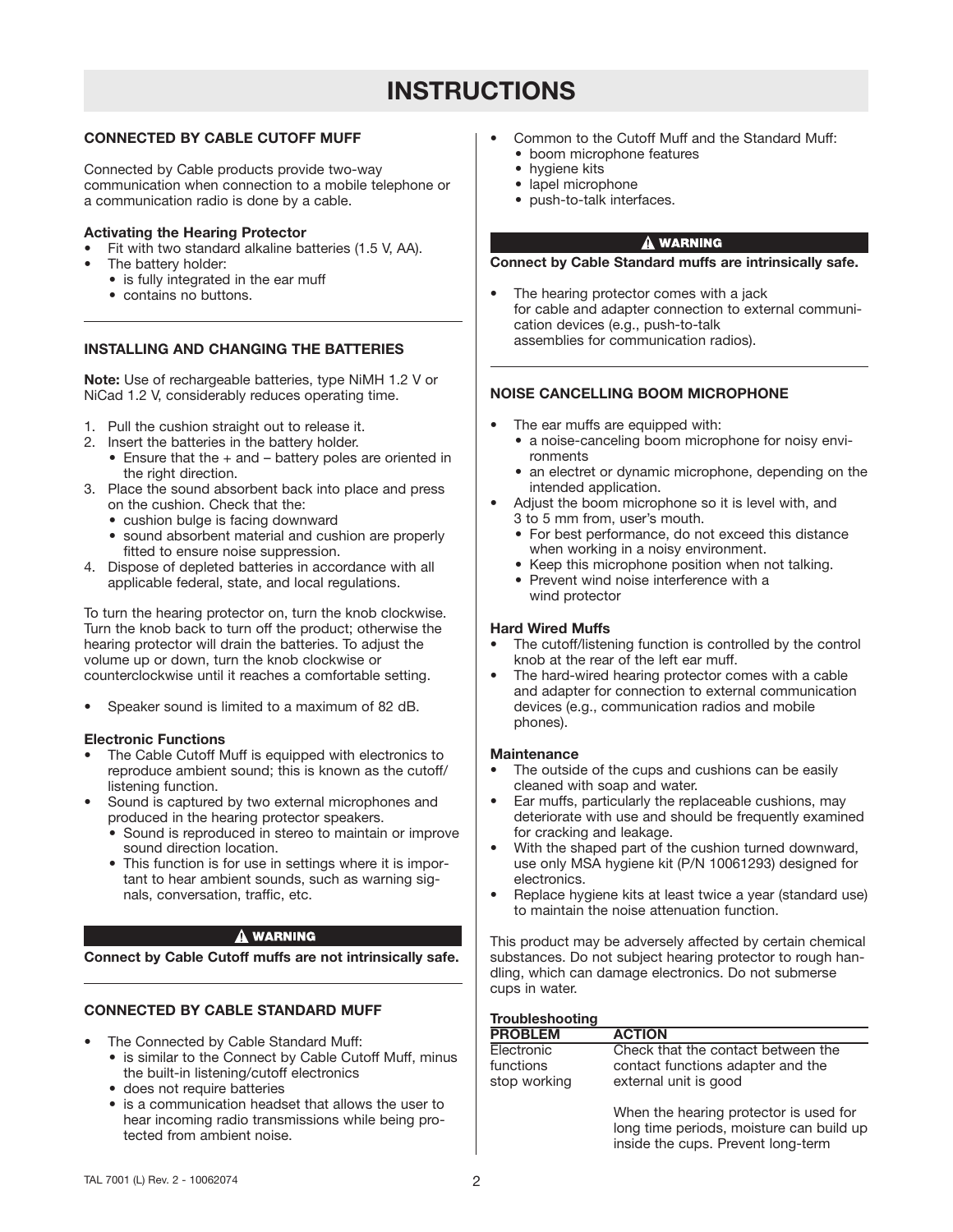# INSTRUCTIONS

## CONNECTED BY CABLE CUTOFF MUFF

Connected by Cable products provide two-way communication when connection to a mobile telephone or a communication radio is done by a cable.

### Activating the Hearing Protector

- Fit with two standard alkaline batteries (1.5 V, AA).
- The battery holder:
  - is fully integrated in the ear muff
  - contains no buttons.

## INSTALLING AND CHANGING THE BATTERIES

**Note:** Use of rechargeable batteries, type NiMH 1.2 V or NiCad 1.2 V, considerably reduces operating time.

1. Pull the cushion straight out to release it.
2. Insert the batteries in the battery holder.
   - Ensure that the + and – battery poles are oriented in the right direction.
3. Place the sound absorbent back into place and press on the cushion. Check that the:
   - cushion bulge is facing downward
   - sound absorbent material and cushion are properly fitted to ensure noise suppression.
4. Dispose of depleted batteries in accordance with all applicable federal, state, and local regulations.

To turn the hearing protector on, turn the knob clockwise. Turn the knob back to turn off the product; otherwise the hearing protector will drain the batteries. To adjust the volume up or down, turn the knob clockwise or counterclockwise until it reaches a comfortable setting.

- Speaker sound is limited to a maximum of 82 dB.

### Electronic Functions

- The Cable Cutoff Muff is equipped with electronics to reproduce ambient sound; this is known as the cutoff/listening function.
- Sound is captured by two external microphones and produced in the hearing protector speakers.
  - Sound is reproduced in stereo to maintain or improve sound direction location.
  - This function is for use in settings where it is important to hear ambient sounds, such as warning signals, conversation, traffic, etc.

**⚠ WARNING**

**Connect by Cable Cutoff muffs are not intrinsically safe.**

## CONNECTED BY CABLE STANDARD MUFF

- The Connected by Cable Standard Muff:
  - is similar to the Connect by Cable Cutoff Muff, minus the built-in listening/cutoff electronics
  - does not require batteries
  - is a communication headset that allows the user to hear incoming radio transmissions while being protected from ambient noise.
- Common to the Cutoff Muff and the Standard Muff:
  - boom microphone features
  - hygiene kits
  - lapel microphone
  - push-to-talk interfaces.

**⚠ WARNING**

**Connect by Cable Standard muffs are intrinsically safe.**

- The hearing protector comes with a jack for cable and adapter connection to external communication devices (e.g., push-to-talk assemblies for communication radios).

## NOISE CANCELLING BOOM MICROPHONE

- The ear muffs are equipped with:
  - a noise-canceling boom microphone for noisy environments
  - an electret or dynamic microphone, depending on the intended application.
- Adjust the boom microphone so it is level with, and 3 to 5 mm from, user's mouth.
  - For best performance, do not exceed this distance when working in a noisy environment.
  - Keep this microphone position when not talking.
  - Prevent wind noise interference with a wind protector

### Hard Wired Muffs

- The cutoff/listening function is controlled by the control knob at the rear of the left ear muff.
- The hard-wired hearing protector comes with a cable and adapter for connection to external communication devices (e.g., communication radios and mobile phones).

### Maintenance

- The outside of the cups and cushions can be easily cleaned with soap and water.
- Ear muffs, particularly the replaceable cushions, may deteriorate with use and should be frequently examined for cracking and leakage.
- With the shaped part of the cushion turned downward, use only MSA hygiene kit (P/N 10061293) designed for electronics.
- Replace hygiene kits at least twice a year (standard use) to maintain the noise attenuation function.

This product may be adversely affected by certain chemical substances. Do not subject hearing protector to rough handling, which can damage electronics. Do not submerse cups in water.

### Troubleshooting

| PROBLEM | ACTION |
|---|---|
| Electronic functions stop working | Check that the contact between the contact functions adapter and the external unit is good<br><br>When the hearing protector is used for long time periods, moisture can build up inside the cups. Prevent long-term |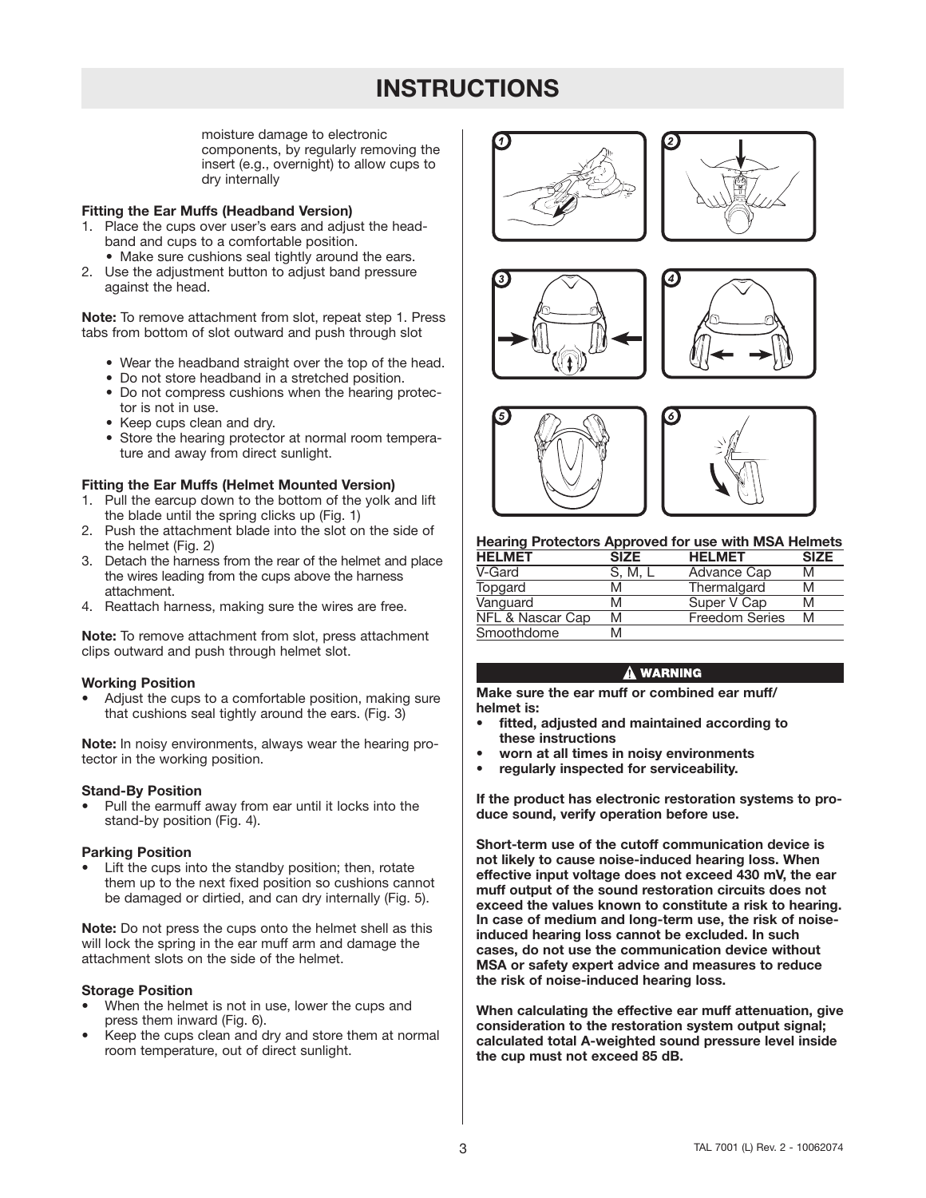# INSTRUCTIONS

moisture damage to electronic components, by regularly removing the insert (e.g., overnight) to allow cups to dry internally

**Fitting the Ear Muffs (Headband Version)**

1. Place the cups over user's ears and adjust the headband and cups to a comfortable position.
   - Make sure cushions seal tightly around the ears.
2. Use the adjustment button to adjust band pressure against the head.

**Note:** To remove attachment from slot, repeat step 1. Press tabs from bottom of slot outward and push through slot

- Wear the headband straight over the top of the head.
- Do not store headband in a stretched position.
- Do not compress cushions when the hearing protector is not in use.
- Keep cups clean and dry.
- Store the hearing protector at normal room temperature and away from direct sunlight.

**Fitting the Ear Muffs (Helmet Mounted Version)**

1. Pull the earcup down to the bottom of the yolk and lift the blade until the spring clicks up (Fig. 1)
2. Push the attachment blade into the slot on the side of the helmet (Fig. 2)
3. Detach the harness from the rear of the helmet and place the wires leading from the cups above the harness attachment.
4. Reattach harness, making sure the wires are free.

**Note:** To remove attachment from slot, press attachment clips outward and push through helmet slot.

**Working Position**

- Adjust the cups to a comfortable position, making sure that cushions seal tightly around the ears. (Fig. 3)

**Note:** In noisy environments, always wear the hearing protector in the working position.

**Stand-By Position**

- Pull the earmuff away from ear until it locks into the stand-by position (Fig. 4).

**Parking Position**

- Lift the cups into the standby position; then, rotate them up to the next fixed position so cushions cannot be damaged or dirtied, and can dry internally (Fig. 5).

**Note:** Do not press the cups onto the helmet shell as this will lock the spring in the ear muff arm and damage the attachment slots on the side of the helmet.

**Storage Position**

- When the helmet is not in use, lower the cups and press them inward (Fig. 6).
- Keep the cups clean and dry and store them at normal room temperature, out of direct sunlight.

**Hearing Protectors Approved for use with MSA Helmets**

| HELMET | SIZE | HELMET | SIZE |
|---|---|---|---|
| V-Gard | S, M, L | Advance Cap | M |
| Topgard | M | Thermalgard | M |
| Vanguard | M | Super V Cap | M |
| NFL & Nascar Cap | M | Freedom Series | M |
| Smoothdome | M | | |

**⚠ WARNING**

**Make sure the ear muff or combined ear muff/helmet is:**

- **fitted, adjusted and maintained according to these instructions**
- **worn at all times in noisy environments**
- **regularly inspected for serviceability.**

**If the product has electronic restoration systems to produce sound, verify operation before use.**

**Short-term use of the cutoff communication device is not likely to cause noise-induced hearing loss. When effective input voltage does not exceed 430 mV, the ear muff output of the sound restoration circuits does not exceed the values known to constitute a risk to hearing. In case of medium and long-term use, the risk of noise-induced hearing loss cannot be excluded. In such cases, do not use the communication device without MSA or safety expert advice and measures to reduce the risk of noise-induced hearing loss.**

**When calculating the effective ear muff attenuation, give consideration to the restoration system output signal; calculated total A-weighted sound pressure level inside the cup must not exceed 85 dB.**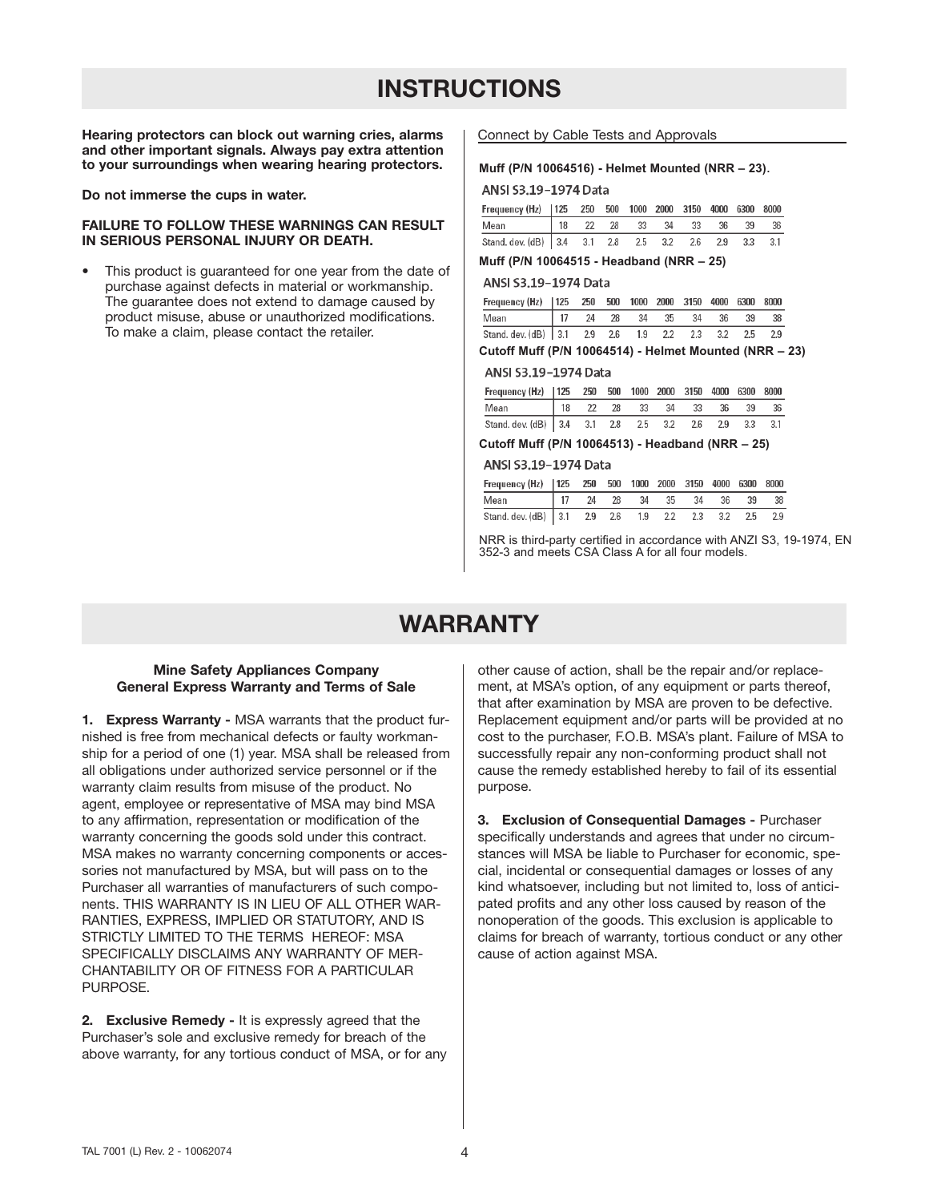# INSTRUCTIONS

**Hearing protectors can block out warning cries, alarms and other important signals. Always pay extra attention to your surroundings when wearing hearing protectors.**

**Do not immerse the cups in water.**

**FAILURE TO FOLLOW THESE WARNINGS CAN RESULT IN SERIOUS PERSONAL INJURY OR DEATH.**

- This product is guaranteed for one year from the date of purchase against defects in material or workmanship. The guarantee does not extend to damage caused by product misuse, abuse or unauthorized modifications. To make a claim, please contact the retailer.

Connect by Cable Tests and Approvals

**Muff (P/N 10064516) - Helmet Mounted (NRR – 23).**

ANSI S3.19-1974 Data

| Frequency (Hz) | 125 | 250 | 500 | 1000 | 2000 | 3150 | 4000 | 6300 | 8000 |
|---|---|---|---|---|---|---|---|---|---|
| Mean | 18 | 22 | 28 | 33 | 34 | 33 | 36 | 39 | 36 |
| Stand. dev. (dB) | 3.4 | 3.1 | 2.8 | 2.5 | 3.2 | 2.6 | 2.9 | 3.3 | 3.1 |

**Muff (P/N 10064515 - Headband (NRR – 25)**

ANSI S3.19-1974 Data

| Frequency (Hz) | 125 | 250 | 500 | 1000 | 2000 | 3150 | 4000 | 6300 | 8000 |
|---|---|---|---|---|---|---|---|---|---|
| Mean | 17 | 24 | 28 | 34 | 35 | 34 | 36 | 39 | 38 |
| Stand. dev. (dB) | 3.1 | 2.9 | 2.6 | 1.9 | 2.2 | 2.3 | 3.2 | 2.5 | 2.9 |

**Cutoff Muff (P/N 10064514) - Helmet Mounted (NRR – 23)**

ANSI S3.19-1974 Data

| Frequency (Hz) | 125 | 250 | 500 | 1000 | 2000 | 3150 | 4000 | 6300 | 8000 |
|---|---|---|---|---|---|---|---|---|---|
| Mean | 18 | 22 | 28 | 33 | 34 | 33 | 36 | 39 | 36 |
| Stand. dev. (dB) | 3.4 | 3.1 | 2.8 | 2.5 | 3.2 | 2.6 | 2.9 | 3.3 | 3.1 |

**Cutoff Muff (P/N 10064513) - Headband (NRR – 25)**

ANSI S3.19-1974 Data

| Frequency (Hz) | 125 | 250 | 500 | 1000 | 2000 | 3150 | 4000 | 6300 | 8000 |
|---|---|---|---|---|---|---|---|---|---|
| Mean | 17 | 24 | 28 | 34 | 35 | 34 | 36 | 39 | 38 |
| Stand. dev. (dB) | 3.1 | 2.9 | 2.6 | 1.9 | 2.2 | 2.3 | 3.2 | 2.5 | 2.9 |

NRR is third-party certified in accordance with ANZI S3, 19-1974, EN 352-3 and meets CSA Class A for all four models.

# WARRANTY

**Mine Safety Appliances Company**
**General Express Warranty and Terms of Sale**

**1. Express Warranty -** MSA warrants that the product furnished is free from mechanical defects or faulty workmanship for a period of one (1) year. MSA shall be released from all obligations under authorized service personnel or if the warranty claim results from misuse of the product. No agent, employee or representative of MSA may bind MSA to any affirmation, representation or modification of the warranty concerning the goods sold under this contract. MSA makes no warranty concerning components or accessories not manufactured by MSA, but will pass on to the Purchaser all warranties of manufacturers of such components. THIS WARRANTY IS IN LIEU OF ALL OTHER WARRANTIES, EXPRESS, IMPLIED OR STATUTORY, AND IS STRICTLY LIMITED TO THE TERMS HEREOF: MSA SPECIFICALLY DISCLAIMS ANY WARRANTY OF MERCHANTABILITY OR OF FITNESS FOR A PARTICULAR PURPOSE.

**2. Exclusive Remedy -** It is expressly agreed that the Purchaser's sole and exclusive remedy for breach of the above warranty, for any tortious conduct of MSA, or for any other cause of action, shall be the repair and/or replacement, at MSA's option, of any equipment or parts thereof, that after examination by MSA are proven to be defective. Replacement equipment and/or parts will be provided at no cost to the purchaser, F.O.B. MSA's plant. Failure of MSA to successfully repair any non-conforming product shall not cause the remedy established hereby to fail of its essential purpose.

**3. Exclusion of Consequential Damages -** Purchaser specifically understands and agrees that under no circumstances will MSA be liable to Purchaser for economic, special, incidental or consequential damages or losses of any kind whatsoever, including but not limited to, loss of anticipated profits and any other loss caused by reason of the nonoperation of the goods. This exclusion is applicable to claims for breach of warranty, tortious conduct or any other cause of action against MSA.

TAL 7001 (L) Rev. 2 - 10062074